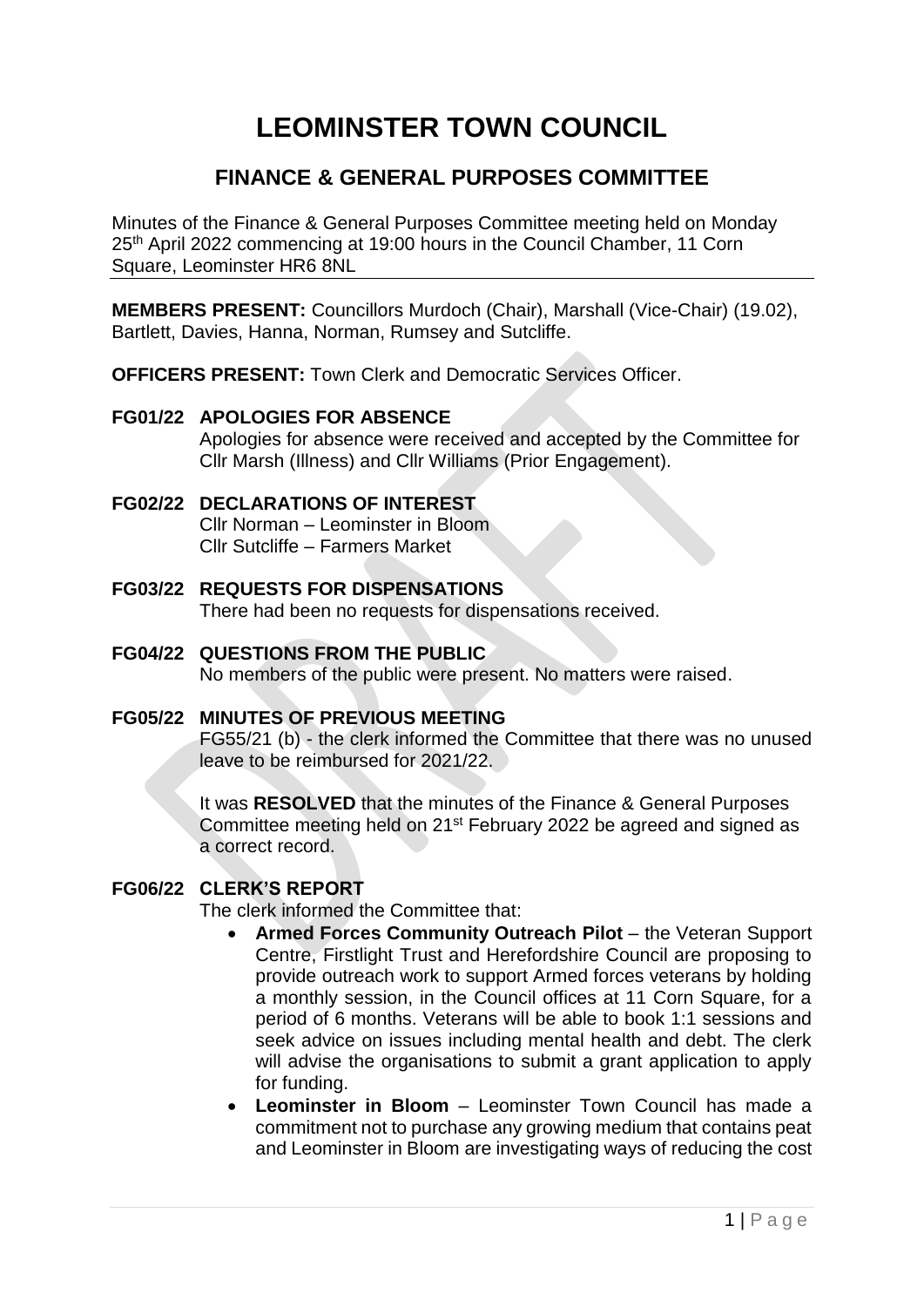# LEOMINSTER TOWN COUNCIL

## FINANCE & GENERAL PURPOSES COMMITTEE

Minutes of the Finance & General Purposes Committee meeting held on Monday 25th April 2022 commencing at 19:00 hours in the Council Chamber, 11 Corn Square, Leominster HR6 8NL

**MEMBERS PRESENT:** Councillors Murdoch (Chair), Marshall (Vice-Chair) (19.02), Bartlett, Davies, Hanna, Norman, Rumsey and Sutcliffe.

**OFFICERS PRESENT:** Town Clerk and Democratic Services Officer.

**FG01/22 APOLOGIES FOR ABSENCE**

Apologies for absence were received and accepted by the Committee for Cllr Marsh (Illness) and Cllr Williams (Prior Engagement).

**FG02/22 DECLARATIONS OF INTEREST**

Cllr Norman – Leominster in Bloom
Cllr Sutcliffe – Farmers Market

**FG03/22 REQUESTS FOR DISPENSATIONS**

There had been no requests for dispensations received.

**FG04/22 QUESTIONS FROM THE PUBLIC**

No members of the public were present. No matters were raised.

**FG05/22 MINUTES OF PREVIOUS MEETING**

FG55/21 (b) - the clerk informed the Committee that there was no unused leave to be reimbursed for 2021/22.

It was **RESOLVED** that the minutes of the Finance & General Purposes Committee meeting held on 21st February 2022 be agreed and signed as a correct record.

**FG06/22 CLERK'S REPORT**

The clerk informed the Committee that:

- **Armed Forces Community Outreach Pilot** – the Veteran Support Centre, Firstlight Trust and Herefordshire Council are proposing to provide outreach work to support Armed forces veterans by holding a monthly session, in the Council offices at 11 Corn Square, for a period of 6 months. Veterans will be able to book 1:1 sessions and seek advice on issues including mental health and debt. The clerk will advise the organisations to submit a grant application to apply for funding.
- **Leominster in Bloom** – Leominster Town Council has made a commitment not to purchase any growing medium that contains peat and Leominster in Bloom are investigating ways of reducing the cost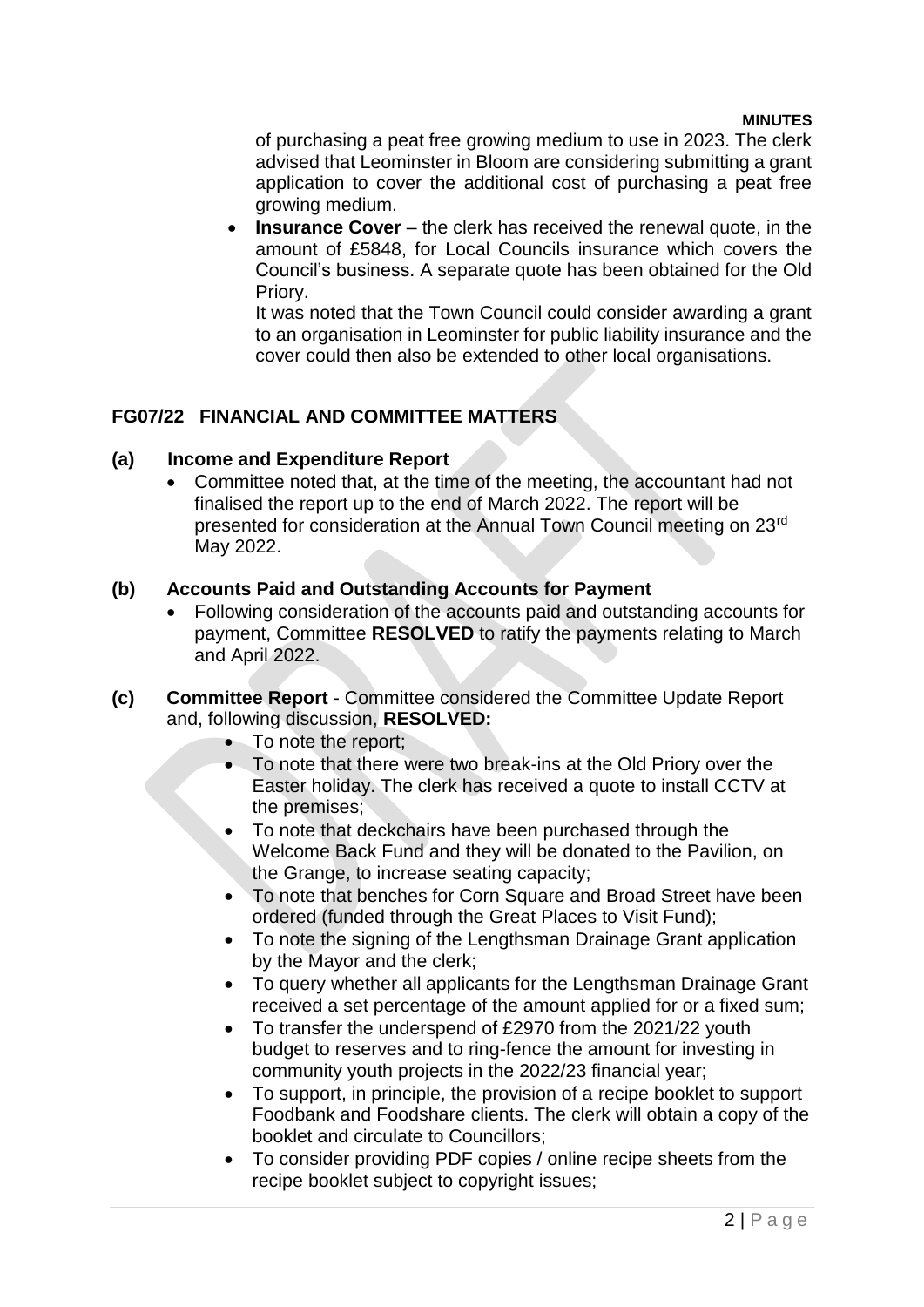of purchasing a peat free growing medium to use in 2023. The clerk advised that Leominster in Bloom are considering submitting a grant application to cover the additional cost of purchasing a peat free growing medium.

- **Insurance Cover** – the clerk has received the renewal quote, in the amount of £5848, for Local Councils insurance which covers the Council's business. A separate quote has been obtained for the Old Priory.

  It was noted that the Town Council could consider awarding a grant to an organisation in Leominster for public liability insurance and the cover could then also be extended to other local organisations.

## FG07/22 FINANCIAL AND COMMITTEE MATTERS

### (a) Income and Expenditure Report

- Committee noted that, at the time of the meeting, the accountant had not finalised the report up to the end of March 2022. The report will be presented for consideration at the Annual Town Council meeting on 23rd May 2022.

### (b) Accounts Paid and Outstanding Accounts for Payment

- Following consideration of the accounts paid and outstanding accounts for payment, Committee **RESOLVED** to ratify the payments relating to March and April 2022.

**(c) Committee Report** - Committee considered the Committee Update Report and, following discussion, **RESOLVED:**

- To note the report;
- To note that there were two break-ins at the Old Priory over the Easter holiday. The clerk has received a quote to install CCTV at the premises;
- To note that deckchairs have been purchased through the Welcome Back Fund and they will be donated to the Pavilion, on the Grange, to increase seating capacity;
- To note that benches for Corn Square and Broad Street have been ordered (funded through the Great Places to Visit Fund);
- To note the signing of the Lengthsman Drainage Grant application by the Mayor and the clerk;
- To query whether all applicants for the Lengthsman Drainage Grant received a set percentage of the amount applied for or a fixed sum;
- To transfer the underspend of £2970 from the 2021/22 youth budget to reserves and to ring-fence the amount for investing in community youth projects in the 2022/23 financial year;
- To support, in principle, the provision of a recipe booklet to support Foodbank and Foodshare clients. The clerk will obtain a copy of the booklet and circulate to Councillors;
- To consider providing PDF copies / online recipe sheets from the recipe booklet subject to copyright issues;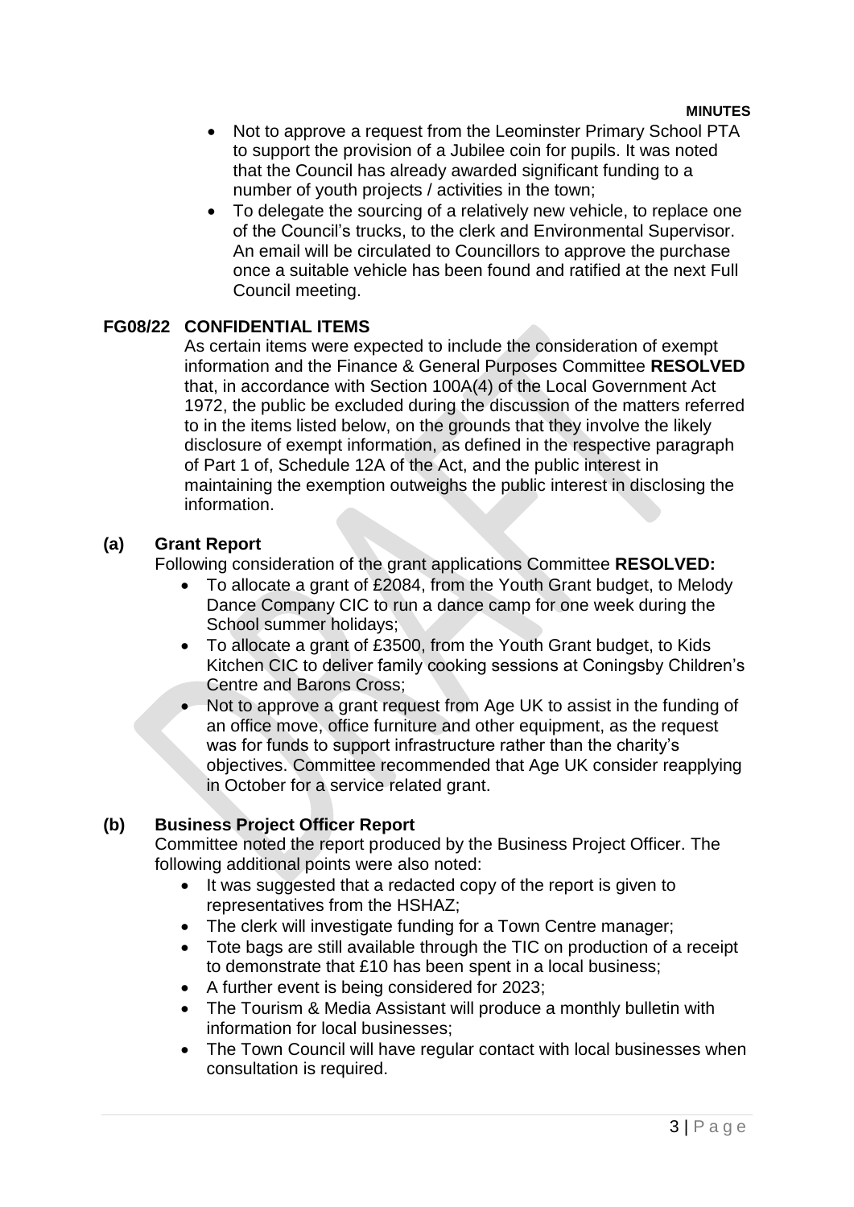- Not to approve a request from the Leominster Primary School PTA to support the provision of a Jubilee coin for pupils. It was noted that the Council has already awarded significant funding to a number of youth projects / activities in the town;
- To delegate the sourcing of a relatively new vehicle, to replace one of the Council's trucks, to the clerk and Environmental Supervisor. An email will be circulated to Councillors to approve the purchase once a suitable vehicle has been found and ratified at the next Full Council meeting.

## FG08/22 CONFIDENTIAL ITEMS

As certain items were expected to include the consideration of exempt information and the Finance & General Purposes Committee **RESOLVED** that, in accordance with Section 100A(4) of the Local Government Act 1972, the public be excluded during the discussion of the matters referred to in the items listed below, on the grounds that they involve the likely disclosure of exempt information, as defined in the respective paragraph of Part 1 of, Schedule 12A of the Act, and the public interest in maintaining the exemption outweighs the public interest in disclosing the information.

### (a) Grant Report

Following consideration of the grant applications Committee **RESOLVED:**

- To allocate a grant of £2084, from the Youth Grant budget, to Melody Dance Company CIC to run a dance camp for one week during the School summer holidays;
- To allocate a grant of £3500, from the Youth Grant budget, to Kids Kitchen CIC to deliver family cooking sessions at Coningsby Children's Centre and Barons Cross;
- Not to approve a grant request from Age UK to assist in the funding of an office move, office furniture and other equipment, as the request was for funds to support infrastructure rather than the charity's objectives. Committee recommended that Age UK consider reapplying in October for a service related grant.

### (b) Business Project Officer Report

Committee noted the report produced by the Business Project Officer. The following additional points were also noted:

- It was suggested that a redacted copy of the report is given to representatives from the HSHAZ;
- The clerk will investigate funding for a Town Centre manager;
- Tote bags are still available through the TIC on production of a receipt to demonstrate that £10 has been spent in a local business;
- A further event is being considered for 2023;
- The Tourism & Media Assistant will produce a monthly bulletin with information for local businesses;
- The Town Council will have regular contact with local businesses when consultation is required.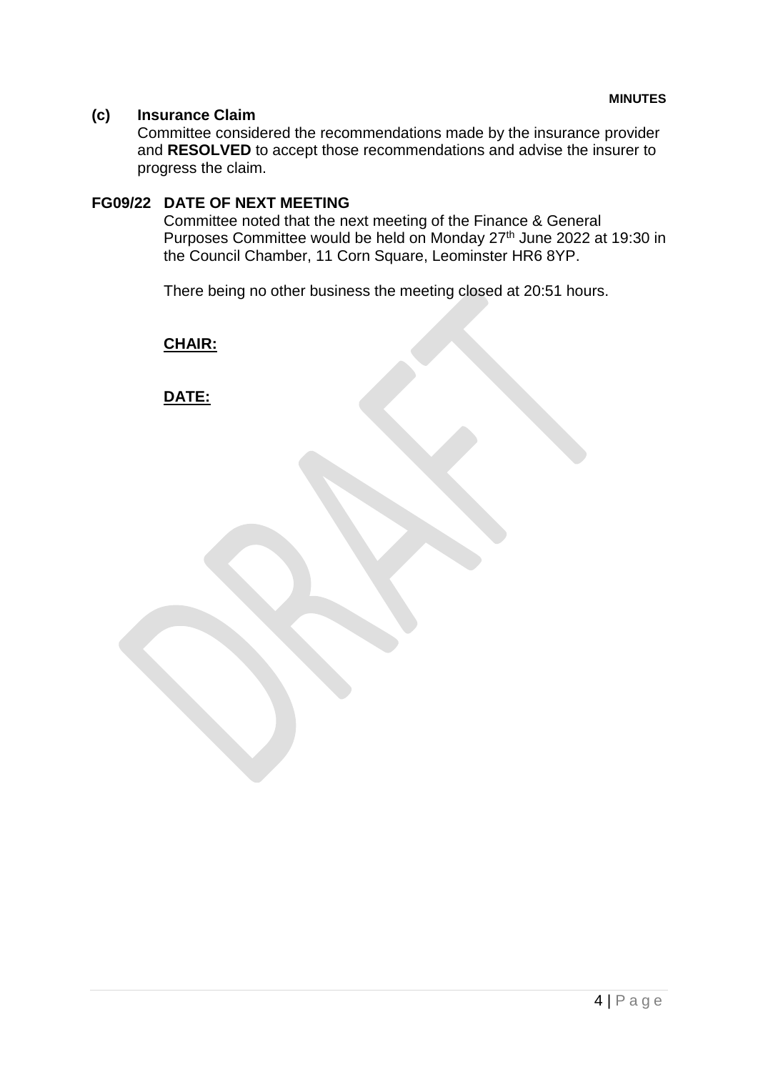### (c) Insurance Claim

Committee considered the recommendations made by the insurance provider and **RESOLVED** to accept those recommendations and advise the insurer to progress the claim.

## FG09/22 DATE OF NEXT MEETING

Committee noted that the next meeting of the Finance & General Purposes Committee would be held on Monday 27th June 2022 at 19:30 in the Council Chamber, 11 Corn Square, Leominster HR6 8YP.

There being no other business the meeting closed at 20:51 hours.

**CHAIR:**

**DATE:**